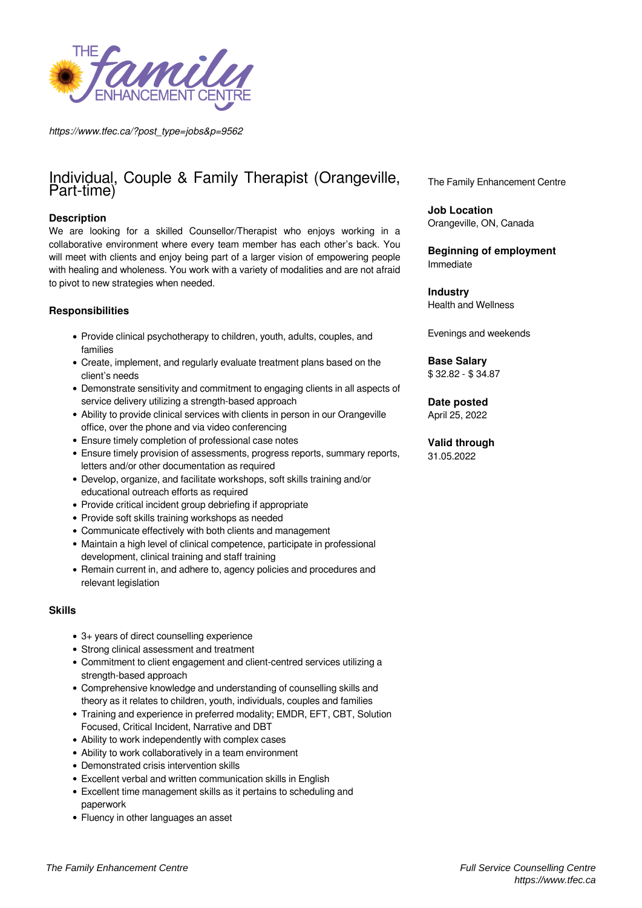https://www.tfec.ca/?post_type=jobs&p=9562

# Individual, Couple & Family Therapist (Orangeville, Part-time)

### Description

We are looking for a skilled Counsellor/Therapist who enjoys working in a collaborative environment where every team member has each other's back. You will meet with clients and enjoy being part of a larger vision of empowering people with healing and wholeness. You work with a variety of modalities and are not afraid to pivot to new strategies when needed.

### Responsibilities

- Provide clinical psychotherapy to children, youth, adults, couples, and families
- Create, implement, and regularly evaluate treatment plans based on the client's needs
- Demonstrate sensitivity and commitment to engaging clients in all aspects of service delivery utilizing a strength-based approach
- Ability to provide clinical services with clients in person in our Orangeville office, over the phone and via video conferencing
- Ensure timely completion of professional case notes
- Ensure timely provision of assessments, progress reports, summary reports, letters and/or other documentation as required
- Develop, organize, and facilitate workshops, soft skills training and/or educational outreach efforts as required
- Provide critical incident group debriefing if appropriate
- Provide soft skills training workshops as needed
- Communicate effectively with both clients and management
- Maintain a high level of clinical competence, participate in professional development, clinical training and staff training
- Remain current in, and adhere to, agency policies and procedures and relevant legislation

### Skills

- 3+ years of direct counselling experience
- Strong clinical assessment and treatment
- Commitment to client engagement and client-centred services utilizing a strength-based approach
- Comprehensive knowledge and understanding of counselling skills and theory as it relates to children, youth, individuals, couples and families
- Training and experience in preferred modality; EMDR, EFT, CBT, Solution Focused, Critical Incident, Narrative and DBT
- Ability to work independently with complex cases
- Ability to work collaboratively in a team environment
- Demonstrated crisis intervention skills
- Excellent verbal and written communication skills in English
- Excellent time management skills as it pertains to scheduling and paperwork
- Fluency in other languages an asset

The Family Enhancement Centre

**Job Location**
Orangeville, ON, Canada

**Beginning of employment**
Immediate

**Industry**
Health and Wellness

Evenings and weekends

**Base Salary**
$ 32.82 - $ 34.87

**Date posted**
April 25, 2022

**Valid through**
31.05.2022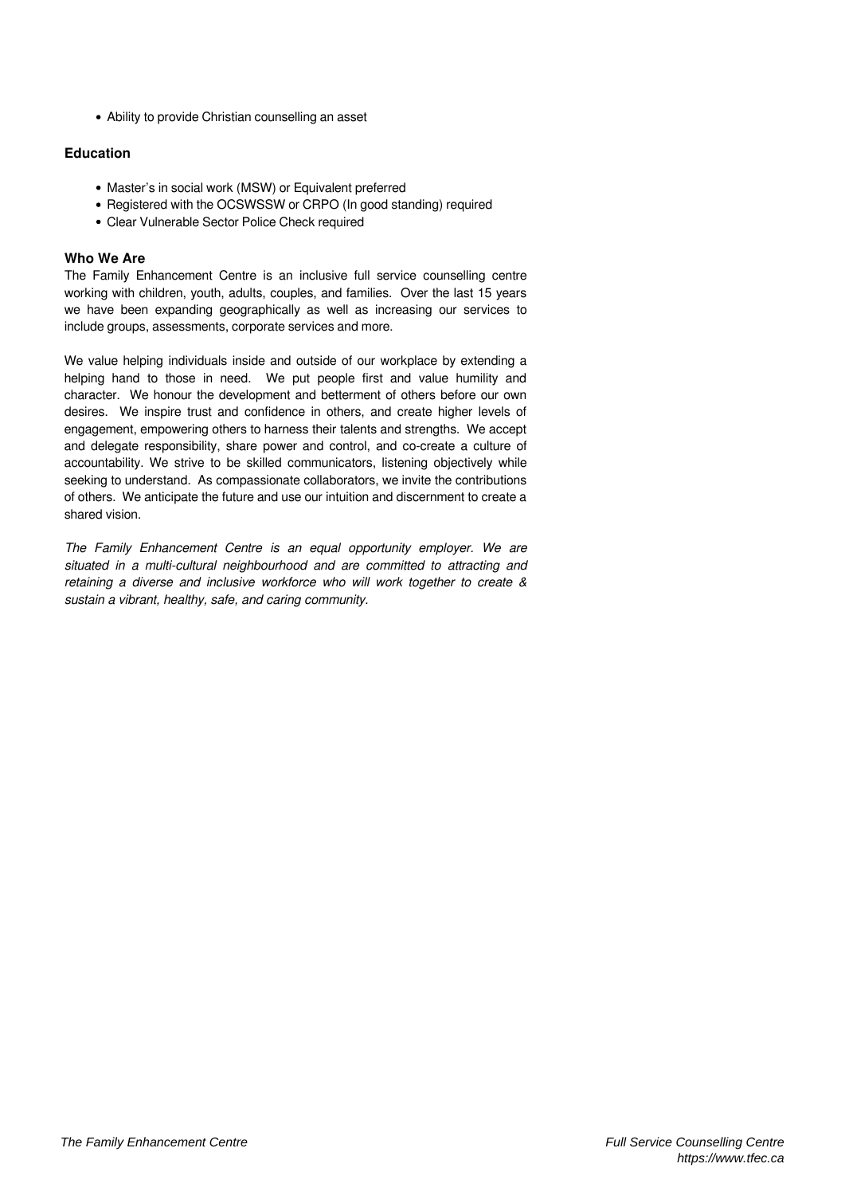- Ability to provide Christian counselling an asset

### Education

- Master's in social work (MSW) or Equivalent preferred
- Registered with the OCSWSSW or CRPO (In good standing) required
- Clear Vulnerable Sector Police Check required

### Who We Are

The Family Enhancement Centre is an inclusive full service counselling centre working with children, youth, adults, couples, and families. Over the last 15 years we have been expanding geographically as well as increasing our services to include groups, assessments, corporate services and more.

We value helping individuals inside and outside of our workplace by extending a helping hand to those in need. We put people first and value humility and character. We honour the development and betterment of others before our own desires. We inspire trust and confidence in others, and create higher levels of engagement, empowering others to harness their talents and strengths. We accept and delegate responsibility, share power and control, and co-create a culture of accountability. We strive to be skilled communicators, listening objectively while seeking to understand. As compassionate collaborators, we invite the contributions of others. We anticipate the future and use our intuition and discernment to create a shared vision.

*The Family Enhancement Centre is an equal opportunity employer. We are situated in a multi-cultural neighbourhood and are committed to attracting and retaining a diverse and inclusive workforce who will work together to create & sustain a vibrant, healthy, safe, and caring community.*